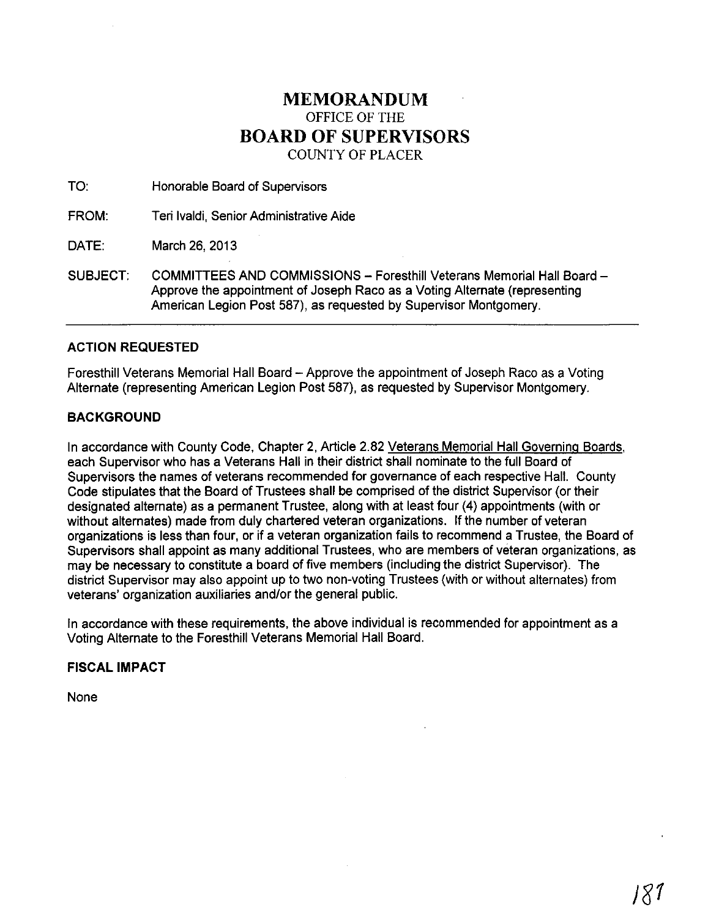# MEMORANDUM
OFFICE OF THE
# BOARD OF SUPERVISORS
COUNTY OF PLACER

TO: Honorable Board of Supervisors

FROM: Teri Ivaldi, Senior Administrative Aide

DATE: March 26, 2013

SUBJECT: COMMITTEES AND COMMISSIONS – Foresthill Veterans Memorial Hall Board – Approve the appointment of Joseph Raco as a Voting Alternate (representing American Legion Post 587), as requested by Supervisor Montgomery.

---

### ACTION REQUESTED

Foresthill Veterans Memorial Hall Board – Approve the appointment of Joseph Raco as a Voting Alternate (representing American Legion Post 587), as requested by Supervisor Montgomery.

### BACKGROUND

In accordance with County Code, Chapter 2, Article 2.82 Veterans Memorial Hall Governing Boards, each Supervisor who has a Veterans Hall in their district shall nominate to the full Board of Supervisors the names of veterans recommended for governance of each respective Hall. County Code stipulates that the Board of Trustees shall be comprised of the district Supervisor (or their designated alternate) as a permanent Trustee, along with at least four (4) appointments (with or without alternates) made from duly chartered veteran organizations. If the number of veteran organizations is less than four, or if a veteran organization fails to recommend a Trustee, the Board of Supervisors shall appoint as many additional Trustees, who are members of veteran organizations, as may be necessary to constitute a board of five members (including the district Supervisor). The district Supervisor may also appoint up to two non-voting Trustees (with or without alternates) from veterans' organization auxiliaries and/or the general public.

In accordance with these requirements, the above individual is recommended for appointment as a Voting Alternate to the Foresthill Veterans Memorial Hall Board.

### FISCAL IMPACT

None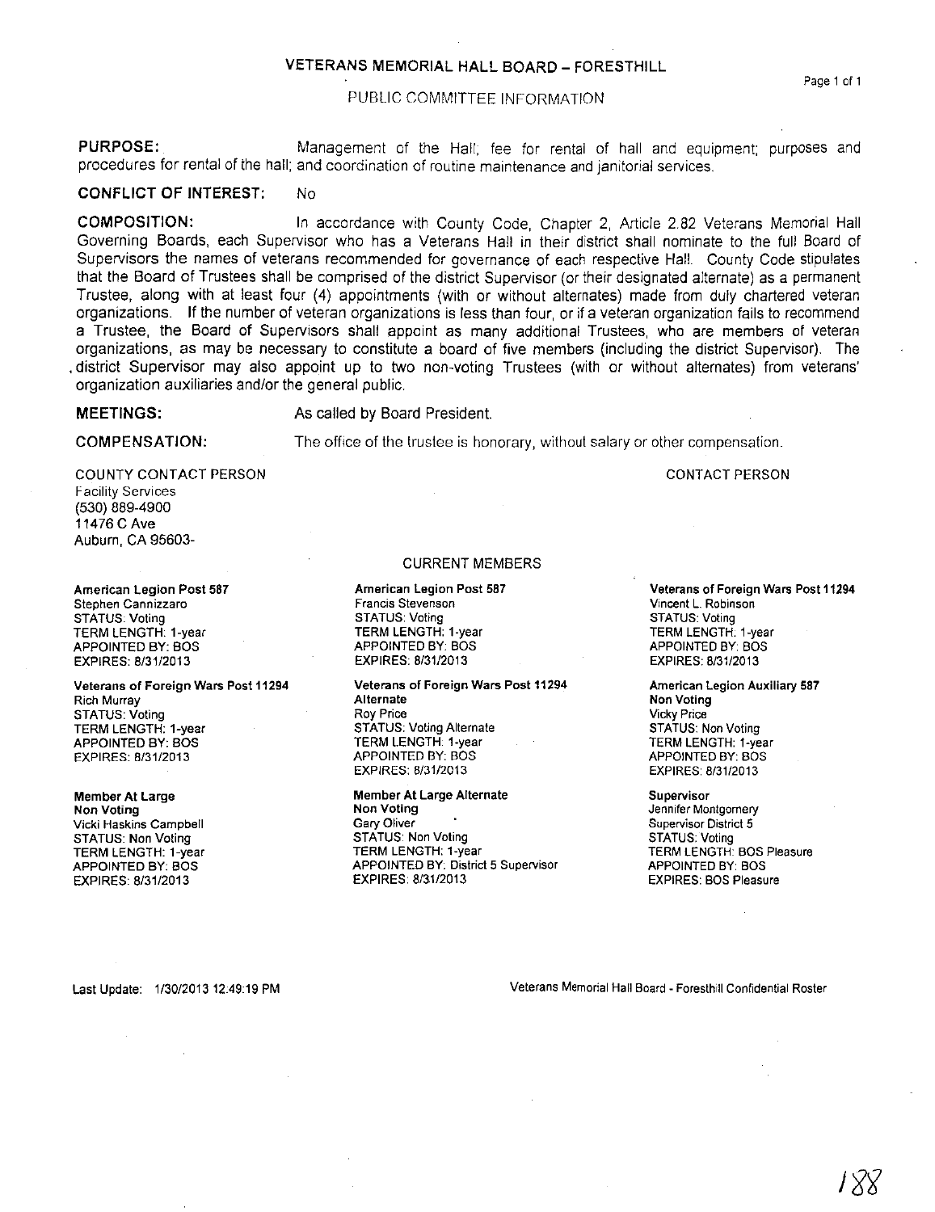# VETERANS MEMORIAL HALL BOARD – FORESTHILL

PUBLIC COMMITTEE INFORMATION

**PURPOSE:** Management of the Hall; fee for rental of hall and equipment; purposes and procedures for rental of the hall; and coordination of routine maintenance and janitorial services.

**CONFLICT OF INTEREST:** No

**COMPOSITION:** In accordance with County Code, Chapter 2, Article 2.82 Veterans Memorial Hall Governing Boards, each Supervisor who has a Veterans Hall in their district shall nominate to the full Board of Supervisors the names of veterans recommended for governance of each respective Hall. County Code stipulates that the Board of Trustees shall be comprised of the district Supervisor (or their designated alternate) as a permanent Trustee, along with at least four (4) appointments (with or without alternates) made from duly chartered veteran organizations. If the number of veteran organizations is less than four, or if a veteran organization fails to recommend a Trustee, the Board of Supervisors shall appoint as many additional Trustees, who are members of veteran organizations, as may be necessary to constitute a board of five members (including the district Supervisor). The district Supervisor may also appoint up to two non-voting Trustees (with or without alternates) from veterans' organization auxiliaries and/or the general public.

**MEETINGS:** As called by Board President.

**COMPENSATION:** The office of the trustee is honorary, without salary or other compensation.

COUNTY CONTACT PERSON
Facility Services
(530) 889-4900
11476 C Ave
Auburn, CA 95603-

CONTACT PERSON

## CURRENT MEMBERS

**American Legion Post 587**
Stephen Cannizzaro
STATUS: Voting
TERM LENGTH: 1-year
APPOINTED BY: BOS
EXPIRES: 8/31/2013

**American Legion Post 587**
Francis Stevenson
STATUS: Voting
TERM LENGTH: 1-year
APPOINTED BY: BOS
EXPIRES: 8/31/2013

**Veterans of Foreign Wars Post 11294**
Vincent L. Robinson
STATUS: Voting
TERM LENGTH: 1-year
APPOINTED BY: BOS
EXPIRES: 8/31/2013

**Veterans of Foreign Wars Post 11294**
Rich Murray
STATUS: Voting
TERM LENGTH: 1-year
APPOINTED BY: BOS
EXPIRES: 8/31/2013

**Veterans of Foreign Wars Post 11294 Alternate**
Roy Price
STATUS: Voting Alternate
TERM LENGTH: 1-year
APPOINTED BY: BOS
EXPIRES: 8/31/2013

**American Legion Auxiliary 587 Non Voting**
Vicky Price
STATUS: Non Voting
TERM LENGTH: 1-year
APPOINTED BY: BOS
EXPIRES: 8/31/2013

**Member At Large Non Voting**
Vicki Haskins Campbell
STATUS: Non Voting
TERM LENGTH: 1-year
APPOINTED BY: BOS
EXPIRES: 8/31/2013

**Member At Large Alternate Non Voting**
Gary Oliver
STATUS: Non Voting
TERM LENGTH: 1-year
APPOINTED BY: District 5 Supervisor
EXPIRES: 8/31/2013

**Supervisor**
Jennifer Montgomery
Supervisor District 5
STATUS: Voting
TERM LENGTH: BOS Pleasure
APPOINTED BY: BOS
EXPIRES: BOS Pleasure

Last Update: 1/30/2013 12:49:19 PM

Veterans Memorial Hall Board - Foresthill Confidential Roster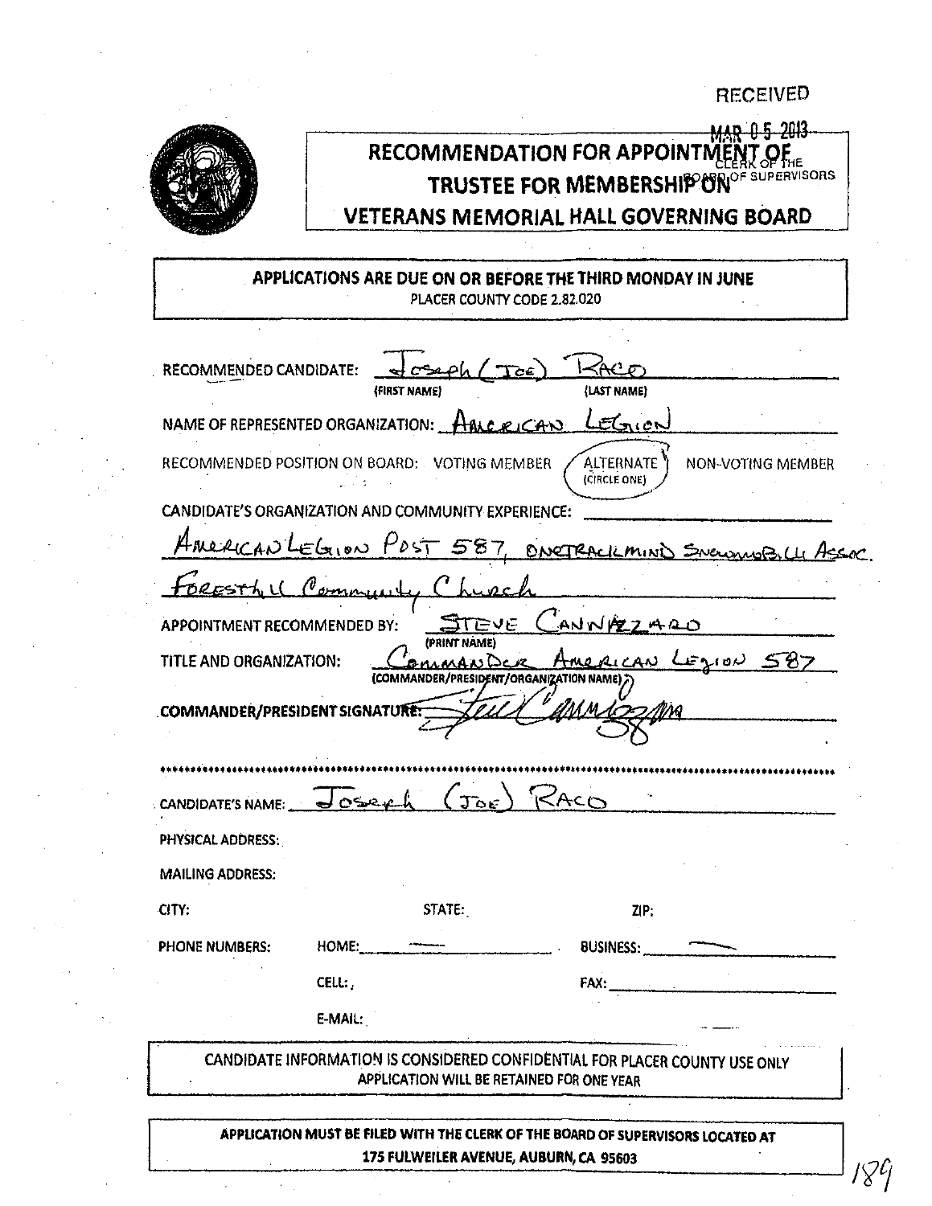RECEIVED

MAR 0 5 2013

CLERK OF THE BOARD OF SUPERVISORS

# RECOMMENDATION FOR APPOINTMENT OF TRUSTEE FOR MEMBERSHIP ON VETERANS MEMORIAL HALL GOVERNING BOARD

**APPLICATIONS ARE DUE ON OR BEFORE THE THIRD MONDAY IN JUNE**
PLACER COUNTY CODE 2.82.020

RECOMMENDED CANDIDATE: Joseph (Joe) Raco
(FIRST NAME) (LAST NAME)

NAME OF REPRESENTED ORGANIZATION: American Legion

RECOMMENDED POSITION ON BOARD: VOTING MEMBER ~~ALTERNATE~~ (circled: ALTERNATE) NON-VOTING MEMBER
(CIRCLE ONE)

CANDIDATE'S ORGANIZATION AND COMMUNITY EXPERIENCE:

American Legion Post 587, OneTrackMind Snowmobile Assoc.
Foresthill Community Church

APPOINTMENT RECOMMENDED BY: Steve Cannizzaro
(PRINT NAME)

TITLE AND ORGANIZATION: Commander American Legion 587
(COMMANDER/PRESIDENT/ORGANIZATION NAME)

COMMANDER/PRESIDENT SIGNATURE: [signature]

---

CANDIDATE'S NAME: Joseph (Joe) Raco

PHYSICAL ADDRESS:

MAILING ADDRESS:

CITY: STATE: ZIP:

PHONE NUMBERS: HOME: BUSINESS:

CELL: FAX:

E-MAIL:

**CANDIDATE INFORMATION IS CONSIDERED CONFIDENTIAL FOR PLACER COUNTY USE ONLY**
**APPLICATION WILL BE RETAINED FOR ONE YEAR**

**APPLICATION MUST BE FILED WITH THE CLERK OF THE BOARD OF SUPERVISORS LOCATED AT 175 FULWEILER AVENUE, AUBURN, CA 95603**